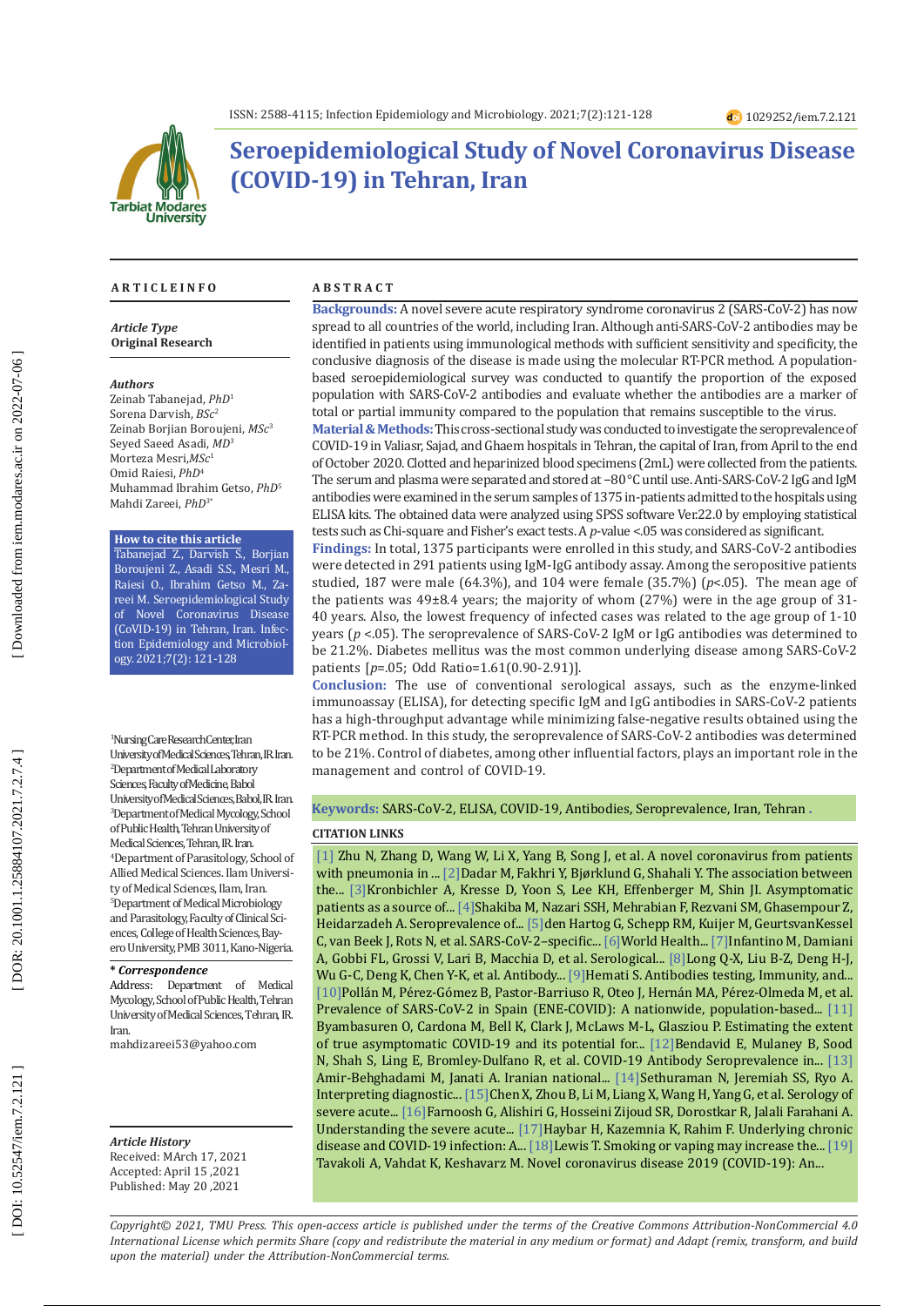# Seroepidemiological Study of Novel Coronavirus Disease (COVID-19) in Tehran, Iran

## ARTICLE INFO

*Article Type*
**Original Research**

*Authors*
Zeinab Tabanejad, *PhD*[1]
Sorena Darvish, *BSc*[2]
Zeinab Borjian Boroujeni, *MSc*[3]
Seyed Saeed Asadi, *MD*[3]
Morteza Mesri, *MSc*[1]
Omid Raiesi, *PhD*[4]
Muhammad Ibrahim Getso, *PhD*[5]
Mahdi Zareei, *PhD*[3*]

**How to cite this article**
Tabanejad Z., Darvish S., Borjian Boroujeni Z., Asadi S.S., Mesri M., Raiesi O., Ibrahim Getso M., Zareei M. Seroepidemiological Study of Novel Coronavirus Disease (CoVID-19) in Tehran, Iran. Infection Epidemiology and Microbiology. 2021;7(2): 121-128

[1]Nursing Care Research Center, Iran University of Medical Sciences, Tehran, IR Iran.
[2]Department of Medical Laboratory Sciences, Faculty of Medicine, Babol University of Medical Sciences, Babol, IR Iran.
[3]Department of Medical Mycology, School of Public Health, Tehran University of Medical Sciences, Tehran, IR Iran.
[4]Department of Parasitology, School of Allied Medical Sciences. Ilam University of Medical Sciences, Ilam, Iran.
[5]Department of Medical Microbiology and Parasitology, Faculty of Clinical Sciences, College of Health Sciences, Bayero University, PMB 3011, Kano-Nigeria.

**\* Correspondence**
Address: Department of Medical Mycology, School of Public Health, Tehran University of Medical Sciences, Tehran, IR. Iran.
mahdizareei53@yahoo.com

*Article History*
Received: MArch 17, 2021
Accepted: April 15 ,2021
Published: May 20 ,2021

## ABSTRACT

**Backgrounds:** A novel severe acute respiratory syndrome coronavirus 2 (SARS-CoV-2) has now spread to all countries of the world, including Iran. Although anti-SARS-CoV-2 antibodies may be identified in patients using immunological methods with sufficient sensitivity and specificity, the conclusive diagnosis of the disease is made using the molecular RT-PCR method. A population-based seroepidemiological survey was conducted to quantify the proportion of the exposed population with SARS-CoV-2 antibodies and evaluate whether the antibodies are a marker of total or partial immunity compared to the population that remains susceptible to the virus.

**Material & Methods:** This cross-sectional study was conducted to investigate the seroprevalence of COVID-19 in Valiasr, Sajad, and Ghaem hospitals in Tehran, the capital of Iran, from April to the end of October 2020. Clotted and heparinized blood specimens (2mL) were collected from the patients. The serum and plasma were separated and stored at −80°C until use. Anti-SARS-CoV-2 IgG and IgM antibodies were examined in the serum samples of 1375 in-patients admitted to the hospitals using ELISA kits. The obtained data were analyzed using SPSS software Ver.22.0 by employing statistical tests such as Chi-square and Fisher's exact tests. A *p*-value <.05 was considered as significant.

**Findings:** In total, 1375 participants were enrolled in this study, and SARS-CoV-2 antibodies were detected in 291 patients using IgM-IgG antibody assay. Among the seropositive patients studied, 187 were male (64.3%), and 104 were female (35.7%) ($p<.05$). The mean age of the patients was 49±8.4 years; the majority of whom (27%) were in the age group of 31-40 years. Also, the lowest frequency of infected cases was related to the age group of 1-10 years ($p<.05$). The seroprevalence of SARS-CoV-2 IgM or IgG antibodies was determined to be 21.2%. Diabetes mellitus was the most common underlying disease among SARS-CoV-2 patients [$p$=.05; Odd Ratio=1.61(0.90-2.91)].

**Conclusion:** The use of conventional serological assays, such as the enzyme-linked immunoassay (ELISA), for detecting specific IgM and IgG antibodies in SARS-CoV-2 patients has a high-throughput advantage while minimizing false-negative results obtained using the RT-PCR method. In this study, the seroprevalence of SARS-CoV-2 antibodies was determined to be 21%. Control of diabetes, among other influential factors, plays an important role in the management and control of COVID-19.

**Keywords:** SARS-CoV-2, ELISA, COVID-19, Antibodies, Seroprevalence, Iran, Tehran .

### CITATION LINKS

[1] Zhu N, Zhang D, Wang W, Li X, Yang B, Song J, et al. A novel coronavirus from patients with pneumonia in ... [2] Dadar M, Fakhri Y, Bjørklund G, Shahali Y. The association between the... [3] Kronbichler A, Kresse D, Yoon S, Lee KH, Effenberger M, Shin JI. Asymptomatic patients as a source of... [4] Shakiba M, Nazari SSH, Mehrabian F, Rezvani SM, Ghasempour Z, Heidarzadeh A. Seroprevalence of... [5] den Hartog G, Schepp RM, Kuijer M, GeurtsvanKessel C, van Beek J, Rots N, et al. SARS-CoV-2–specific... [6] World Health... [7] Infantino M, Damiani A, Gobbi FL, Grossi V, Lari B, Macchia D, et al. Serological... [8] Long Q-X, Liu B-Z, Deng H-J, Wu G-C, Deng K, Chen Y-K, et al. Antibody... [9] Hemati S. Antibodies testing, Immunity, and... [10] Pollán M, Pérez-Gómez B, Pastor-Barriuso R, Oteo J, Hernán MA, Pérez-Olmeda M, et al. Prevalence of SARS-CoV-2 in Spain (ENE-COVID): A nationwide, population-based... [11] Byambasuren O, Cardona M, Bell K, Clark J, McLaws M-L, Glasziou P. Estimating the extent of true asymptomatic COVID-19 and its potential for... [12] Bendavid E, Mulaney B, Sood N, Shah S, Ling E, Bromley-Dulfano R, et al. COVID-19 Antibody Seroprevalence in... [13] Amir-Beghbadami M, Janati A. Iranian national... [14] Sethuraman N, Jeremiah SS, Ryo A. Interpreting diagnostic... [15] Chen X, Zhou B, Li M, Liang X, Wang H, Yang G, et al. Serology of severe acute... [16] Farnoosh G, Alishiri G, Hosseini Zijoud SR, Dorostkar R, Jalali Farahani A. Understanding the severe acute... [17] Haybar H, Kazemnia K, Rahim F. Underlying chronic disease and COVID-19 infection: A... [18] Lewis T. Smoking or vaping may increase the... [19] Tavakoli A, Vahdat K, Keshavarz M. Novel coronavirus disease 2019 (COVID-19): An...

*Copyright© 2021, TMU Press. This open-access article is published under the terms of the Creative Commons Attribution-NonCommercial 4.0 International License which permits Share (copy and redistribute the material in any medium or format) and Adapt (remix, transform, and build upon the material) under the Attribution-NonCommercial terms.*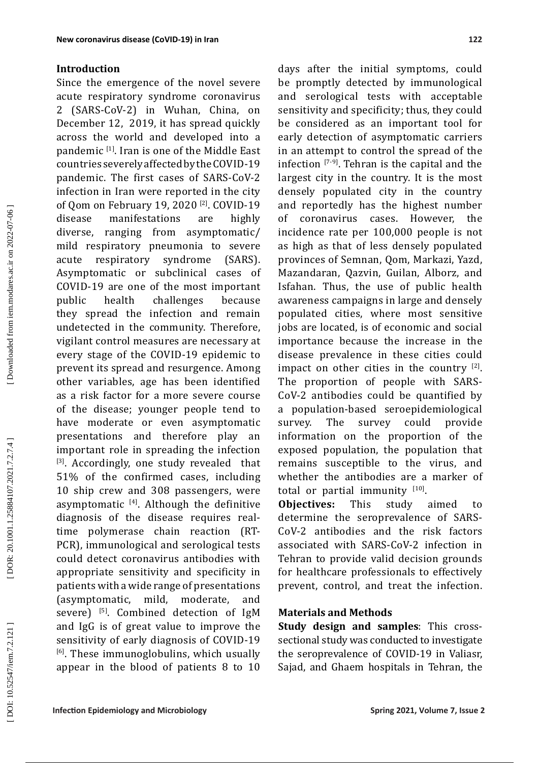## Introduction

Since the emergence of the novel severe acute respiratory syndrome coronavirus 2 (SARS-CoV-2) in Wuhan, China, on December 12, 2019, it has spread quickly across the world and developed into a pandemic [1]. Iran is one of the Middle East countries severely affected by the COVID-19 pandemic. The first cases of SARS-CoV-2 infection in Iran were reported in the city of Qom on February 19, 2020 [2]. COVID-19 disease manifestations are highly diverse, ranging from asymptomatic/mild respiratory pneumonia to severe acute respiratory syndrome (SARS). Asymptomatic or subclinical cases of COVID-19 are one of the most important public health challenges because they spread the infection and remain undetected in the community. Therefore, vigilant control measures are necessary at every stage of the COVID-19 epidemic to prevent its spread and resurgence. Among other variables, age has been identified as a risk factor for a more severe course of the disease; younger people tend to have moderate or even asymptomatic presentations and therefore play an important role in spreading the infection [3]. Accordingly, one study revealed that 51% of the confirmed cases, including 10 ship crew and 308 passengers, were asymptomatic [4]. Although the definitive diagnosis of the disease requires real-time polymerase chain reaction (RT-PCR), immunological and serological tests could detect coronavirus antibodies with appropriate sensitivity and specificity in patients with a wide range of presentations (asymptomatic, mild, moderate, and severe) [5]. Combined detection of IgM and IgG is of great value to improve the sensitivity of early diagnosis of COVID-19 [6]. These immunoglobulins, which usually appear in the blood of patients 8 to 10 days after the initial symptoms, could be promptly detected by immunological and serological tests with acceptable sensitivity and specificity; thus, they could be considered as an important tool for early detection of asymptomatic carriers in an attempt to control the spread of the infection [7-9]. Tehran is the capital and the largest city in the country. It is the most densely populated city in the country and reportedly has the highest number of coronavirus cases. However, the incidence rate per 100,000 people is not as high as that of less densely populated provinces of Semnan, Qom, Markazi, Yazd, Mazandaran, Qazvin, Guilan, Alborz, and Isfahan. Thus, the use of public health awareness campaigns in large and densely populated cities, where most sensitive jobs are located, is of economic and social importance because the increase in the disease prevalence in these cities could impact on other cities in the country [2]. The proportion of people with SARS-CoV-2 antibodies could be quantified by a population-based seroepidemiological survey. The survey could provide information on the proportion of the exposed population, the population that remains susceptible to the virus, and whether the antibodies are a marker of total or partial immunity [10].

**Objectives:** This study aimed to determine the seroprevalence of SARS-CoV-2 antibodies and the risk factors associated with SARS-CoV-2 infection in Tehran to provide valid decision grounds for healthcare professionals to effectively prevent, control, and treat the infection.

## Materials and Methods

**Study design and samples**: This cross-sectional study was conducted to investigate the seroprevalence of COVID-19 in Valiasr, Sajad, and Ghaem hospitals in Tehran, the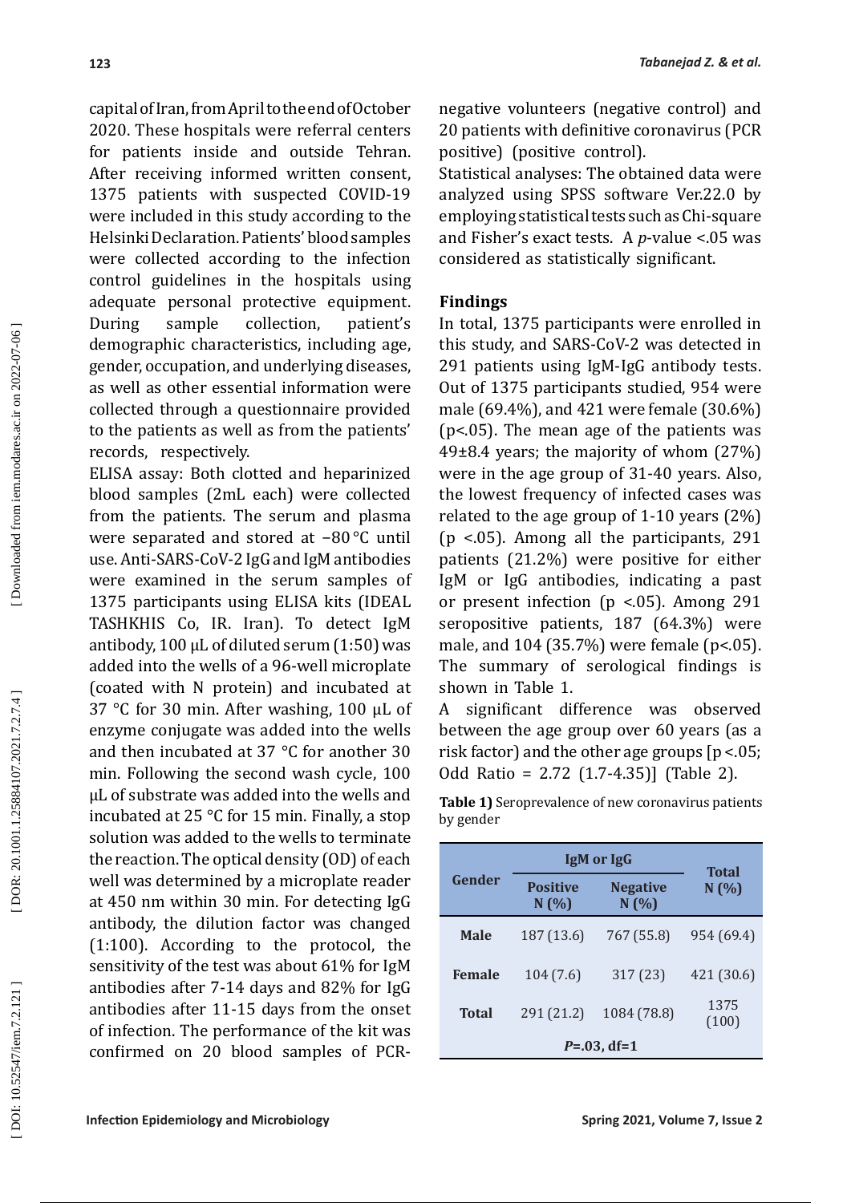capital of Iran, from April to the end of October 2020. These hospitals were referral centers for patients inside and outside Tehran. After receiving informed written consent, 1375 patients with suspected COVID-19 were included in this study according to the Helsinki Declaration. Patients' blood samples were collected according to the infection control guidelines in the hospitals using adequate personal protective equipment. During sample collection, patient's demographic characteristics, including age, gender, occupation, and underlying diseases, as well as other essential information were collected through a questionnaire provided to the patients as well as from the patients' records, respectively.

ELISA assay: Both clotted and heparinized blood samples (2mL each) were collected from the patients. The serum and plasma were separated and stored at −80 °C until use. Anti-SARS-CoV-2 IgG and IgM antibodies were examined in the serum samples of 1375 participants using ELISA kits (IDEAL TASHKHIS Co, IR. Iran). To detect IgM antibody, 100 μL of diluted serum (1:50) was added into the wells of a 96-well microplate (coated with N protein) and incubated at 37 °C for 30 min. After washing, 100 μL of enzyme conjugate was added into the wells and then incubated at 37 °C for another 30 min. Following the second wash cycle, 100 μL of substrate was added into the wells and incubated at 25 °C for 15 min. Finally, a stop solution was added to the wells to terminate the reaction. The optical density (OD) of each well was determined by a microplate reader at 450 nm within 30 min. For detecting IgG antibody, the dilution factor was changed (1:100). According to the protocol, the sensitivity of the test was about 61% for IgM antibodies after 7-14 days and 82% for IgG antibodies after 11-15 days from the onset of infection. The performance of the kit was confirmed on 20 blood samples of PCR-negative volunteers (negative control) and 20 patients with definitive coronavirus (PCR positive) (positive control).

Statistical analyses: The obtained data were analyzed using SPSS software Ver.22.0 by employing statistical tests such as Chi-square and Fisher's exact tests. A *p*-value <.05 was considered as statistically significant.

## Findings

In total, 1375 participants were enrolled in this study, and SARS-CoV-2 was detected in 291 patients using IgM-IgG antibody tests. Out of 1375 participants studied, 954 were male (69.4%), and 421 were female (30.6%) ($p<.05$). The mean age of the patients was 49±8.4 years; the majority of whom (27%) were in the age group of 31-40 years. Also, the lowest frequency of infected cases was related to the age group of 1-10 years (2%) ($p<.05$). Among all the participants, 291 patients (21.2%) were positive for either IgM or IgG antibodies, indicating a past or present infection ($p<.05$). Among 291 seropositive patients, 187 (64.3%) were male, and 104 (35.7%) were female ($p<.05$). The summary of serological findings is shown in Table 1.

A significant difference was observed between the age group over 60 years (as a risk factor) and the other age groups [$p<.05$; Odd Ratio = 2.72 (1.7-4.35)] (Table 2).

**Table 1)** Seroprevalence of new coronavirus patients by gender

| Gender | IgM or IgG | | Total N (%) |
|---|---|---|---|
| | Positive N (%) | Negative N (%) | |
| Male | 187 (13.6) | 767 (55.8) | 954 (69.4) |
| Female | 104 (7.6) | 317 (23) | 421 (30.6) |
| Total | 291 (21.2) | 1084 (78.8) | 1375 (100) |
| *P*=.03, df=1 | | | |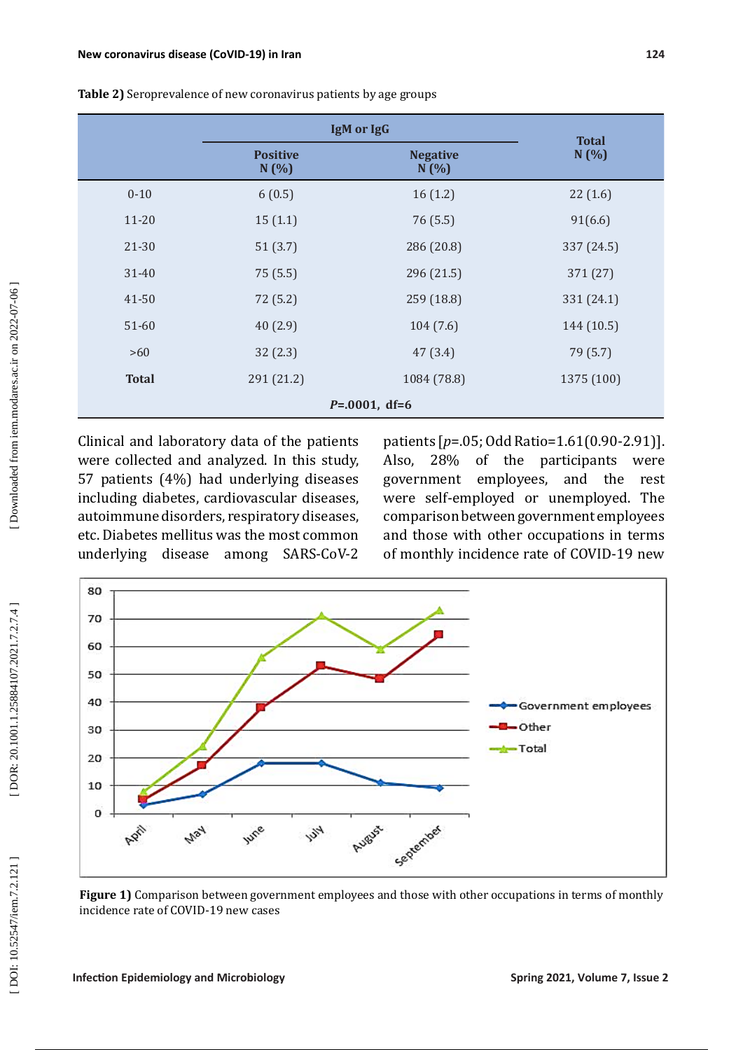**Table 2)** Seroprevalence of new coronavirus patients by age groups

| | IgM or IgG | | Total N (%) |
|---|---|---|---|
| | Positive N (%) | Negative N (%) | |
| 0-10 | 6 (0.5) | 16 (1.2) | 22 (1.6) |
| 11-20 | 15 (1.1) | 76 (5.5) | 91(6.6) |
| 21-30 | 51 (3.7) | 286 (20.8) | 337 (24.5) |
| 31-40 | 75 (5.5) | 296 (21.5) | 371 (27) |
| 41-50 | 72 (5.2) | 259 (18.8) | 331 (24.1) |
| 51-60 | 40 (2.9) | 104 (7.6) | 144 (10.5) |
| >60 | 32 (2.3) | 47 (3.4) | 79 (5.7) |
| **Total** | 291 (21.2) | 1084 (78.8) | 1375 (100) |
| $P$=.0001, df=6 | | | |

Clinical and laboratory data of the patients were collected and analyzed. In this study, 57 patients (4%) had underlying diseases including diabetes, cardiovascular diseases, autoimmune disorders, respiratory diseases, etc. Diabetes mellitus was the most common underlying disease among SARS-CoV-2 patients [$p$=.05; Odd Ratio=1.61(0.90-2.91)]. Also, 28% of the participants were government employees, and the rest were self-employed or unemployed. The comparison between government employees and those with other occupations in terms of monthly incidence rate of COVID-19 new

**Figure 1)** Comparison between government employees and those with other occupations in terms of monthly incidence rate of COVID-19 new cases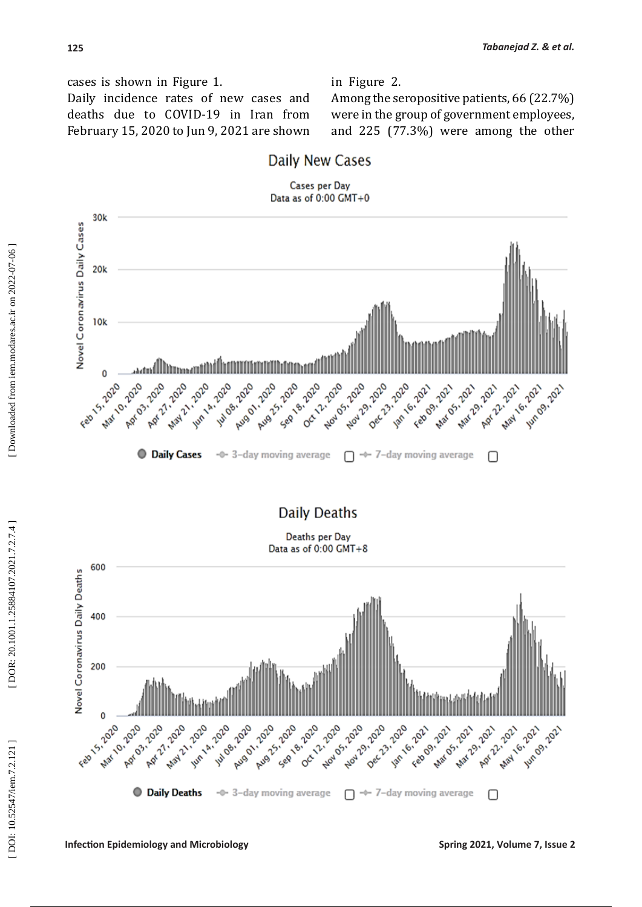cases is shown in Figure 1.

Daily incidence rates of new cases and deaths due to COVID-19 in Iran from February 15, 2020 to Jun 9, 2021 are shown in Figure 2.

Among the seropositive patients, 66 (22.7%) were in the group of government employees, and 225 (77.3%) were among the other

**Daily New Cases**

Cases per Day
Data as of 0:00 GMT+0

**Daily Deaths**

Deaths per Day
Data as of 0:00 GMT+8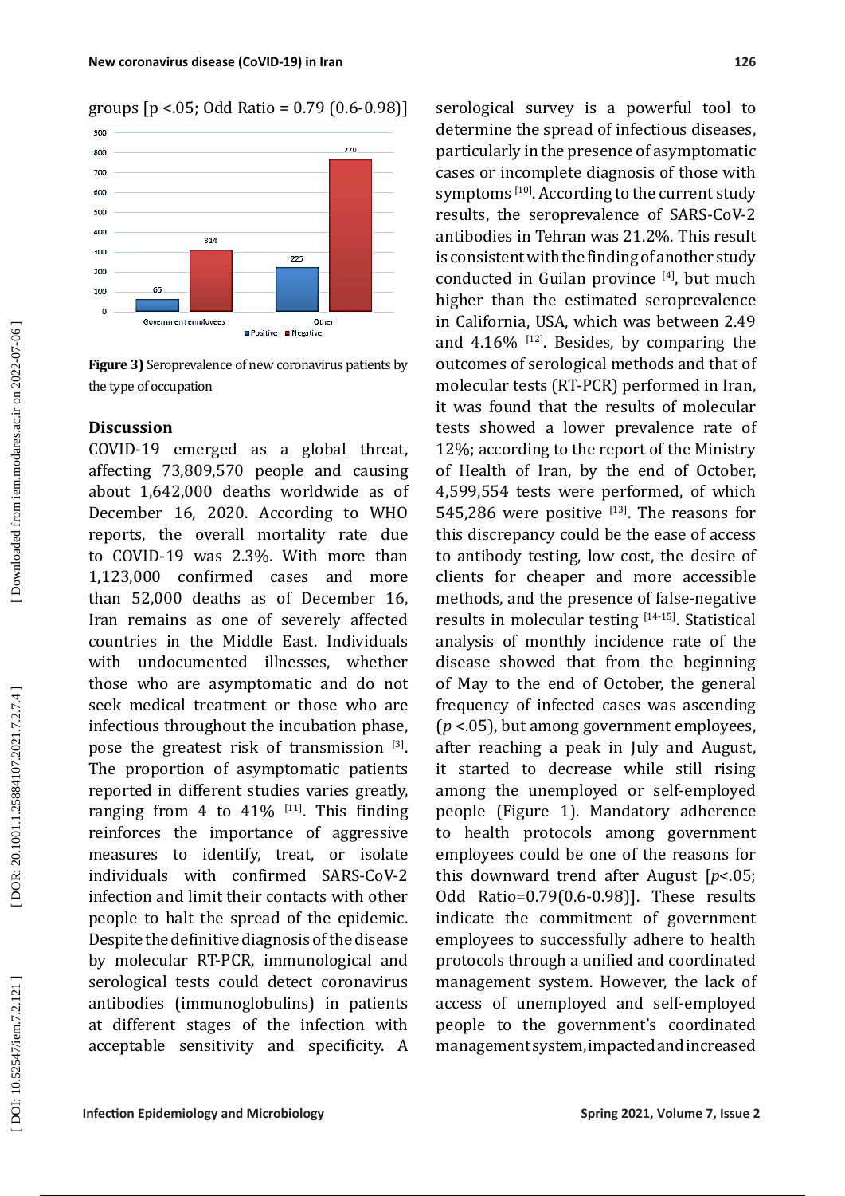groups [$p < .05$; Odd Ratio = 0.79 (0.6-0.98)]

**Figure 3)** Seroprevalence of new coronavirus patients by the type of occupation

## Discussion

COVID-19 emerged as a global threat, affecting 73,809,570 people and causing about 1,642,000 deaths worldwide as of December 16, 2020. According to WHO reports, the overall mortality rate due to COVID-19 was 2.3%. With more than 1,123,000 confirmed cases and more than 52,000 deaths as of December 16, Iran remains as one of severely affected countries in the Middle East. Individuals with undocumented illnesses, whether those who are asymptomatic and do not seek medical treatment or those who are infectious throughout the incubation phase, pose the greatest risk of transmission [3]. The proportion of asymptomatic patients reported in different studies varies greatly, ranging from 4 to 41% [11]. This finding reinforces the importance of aggressive measures to identify, treat, or isolate individuals with confirmed SARS-CoV-2 infection and limit their contacts with other people to halt the spread of the epidemic. Despite the definitive diagnosis of the disease by molecular RT-PCR, immunological and serological tests could detect coronavirus antibodies (immunoglobulins) in patients at different stages of the infection with acceptable sensitivity and specificity. A serological survey is a powerful tool to determine the spread of infectious diseases, particularly in the presence of asymptomatic cases or incomplete diagnosis of those with symptoms [10]. According to the current study results, the seroprevalence of SARS-CoV-2 antibodies in Tehran was 21.2%. This result is consistent with the finding of another study conducted in Guilan province [4], but much higher than the estimated seroprevalence in California, USA, which was between 2.49 and 4.16% [12]. Besides, by comparing the outcomes of serological methods and that of molecular tests (RT-PCR) performed in Iran, it was found that the results of molecular tests showed a lower prevalence rate of 12%; according to the report of the Ministry of Health of Iran, by the end of October, 4,599,554 tests were performed, of which 545,286 were positive [13]. The reasons for this discrepancy could be the ease of access to antibody testing, low cost, the desire of clients for cheaper and more accessible methods, and the presence of false-negative results in molecular testing [14-15]. Statistical analysis of monthly incidence rate of the disease showed that from the beginning of May to the end of October, the general frequency of infected cases was ascending ($p < .05$), but among government employees, after reaching a peak in July and August, it started to decrease while still rising among the unemployed or self-employed people (Figure 1). Mandatory adherence to health protocols among government employees could be one of the reasons for this downward trend after August [$p < .05$; Odd Ratio=0.79(0.6-0.98)]. These results indicate the commitment of government employees to successfully adhere to health protocols through a unified and coordinated management system. However, the lack of access of unemployed and self-employed people to the government's coordinated management system, impacted and increased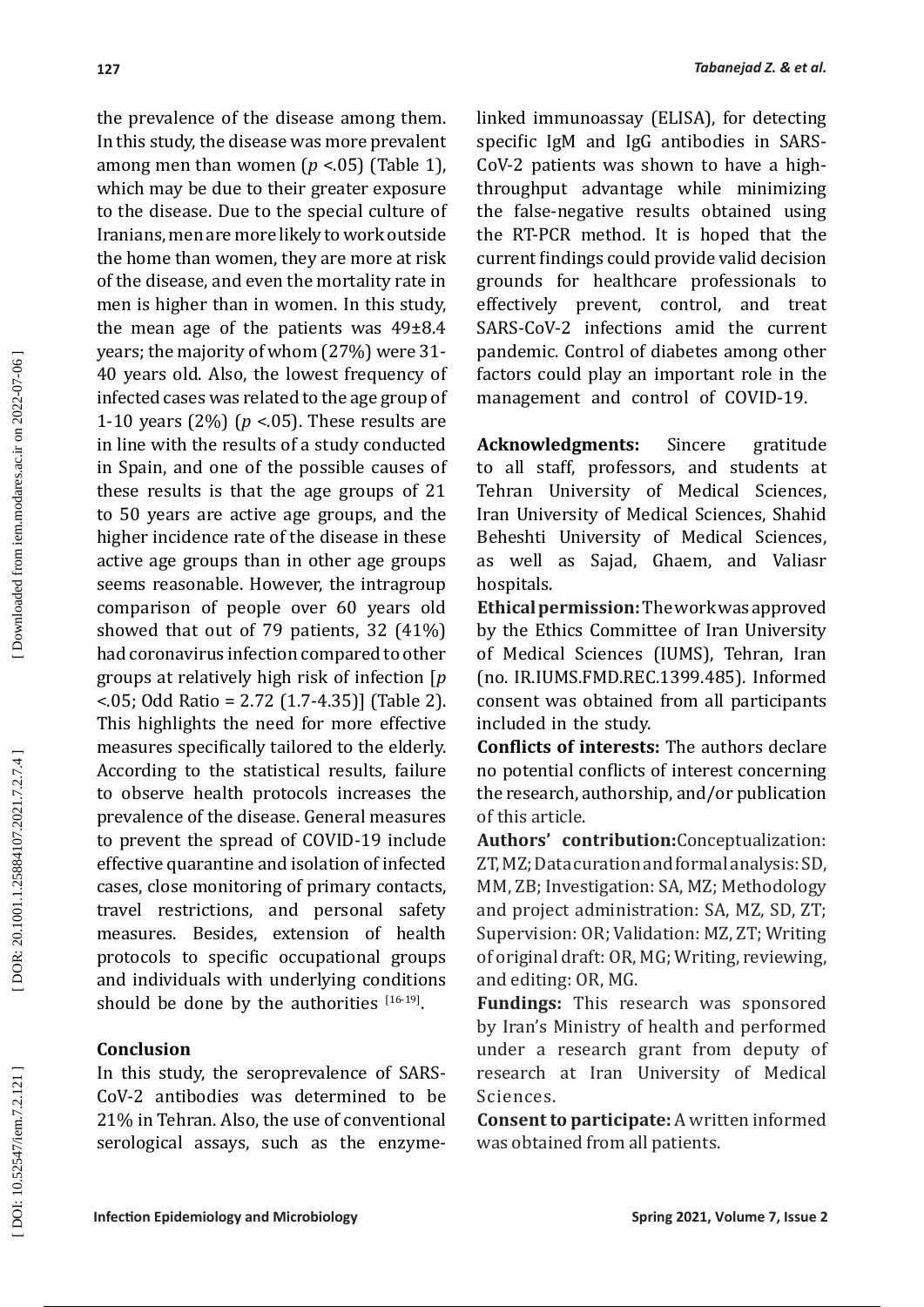the prevalence of the disease among them. In this study, the disease was more prevalent among men than women ($p < .05$) (Table 1), which may be due to their greater exposure to the disease. Due to the special culture of Iranians, men are more likely to work outside the home than women, they are more at risk of the disease, and even the mortality rate in men is higher than in women. In this study, the mean age of the patients was 49±8.4 years; the majority of whom (27%) were 31-40 years old. Also, the lowest frequency of infected cases was related to the age group of 1-10 years (2%) ($p < .05$). These results are in line with the results of a study conducted in Spain, and one of the possible causes of these results is that the age groups of 21 to 50 years are active age groups, and the higher incidence rate of the disease in these active age groups than in other age groups seems reasonable. However, the intragroup comparison of people over 60 years old showed that out of 79 patients, 32 (41%) had coronavirus infection compared to other groups at relatively high risk of infection [$p < .05$; Odd Ratio = 2.72 (1.7-4.35)] (Table 2). This highlights the need for more effective measures specifically tailored to the elderly. According to the statistical results, failure to observe health protocols increases the prevalence of the disease. General measures to prevent the spread of COVID-19 include effective quarantine and isolation of infected cases, close monitoring of primary contacts, travel restrictions, and personal safety measures. Besides, extension of health protocols to specific occupational groups and individuals with underlying conditions should be done by the authorities [16-19].

## Conclusion

In this study, the seroprevalence of SARS-CoV-2 antibodies was determined to be 21% in Tehran. Also, the use of conventional serological assays, such as the enzyme-linked immunoassay (ELISA), for detecting specific IgM and IgG antibodies in SARS-CoV-2 patients was shown to have a high-throughput advantage while minimizing the false-negative results obtained using the RT-PCR method. It is hoped that the current findings could provide valid decision grounds for healthcare professionals to effectively prevent, control, and treat SARS-CoV-2 infections amid the current pandemic. Control of diabetes among other factors could play an important role in the management and control of COVID-19.

**Acknowledgments:** Sincere gratitude to all staff, professors, and students at Tehran University of Medical Sciences, Iran University of Medical Sciences, Shahid Beheshti University of Medical Sciences, as well as Sajad, Ghaem, and Valiasr hospitals.

**Ethical permission:** The work was approved by the Ethics Committee of Iran University of Medical Sciences (IUMS), Tehran, Iran (no. IR.IUMS.FMD.REC.1399.485). Informed consent was obtained from all participants included in the study.

**Conflicts of interests:** The authors declare no potential conflicts of interest concerning the research, authorship, and/or publication of this article.

**Authors' contribution:** Conceptualization: ZT, MZ; Data curation and formal analysis: SD, MM, ZB; Investigation: SA, MZ; Methodology and project administration: SA, MZ, SD, ZT; Supervision: OR; Validation: MZ, ZT; Writing of original draft: OR, MG; Writing, reviewing, and editing: OR, MG.

**Fundings:** This research was sponsored by Iran's Ministry of health and performed under a research grant from deputy of research at Iran University of Medical Sciences.

**Consent to participate:** A written informed was obtained from all patients.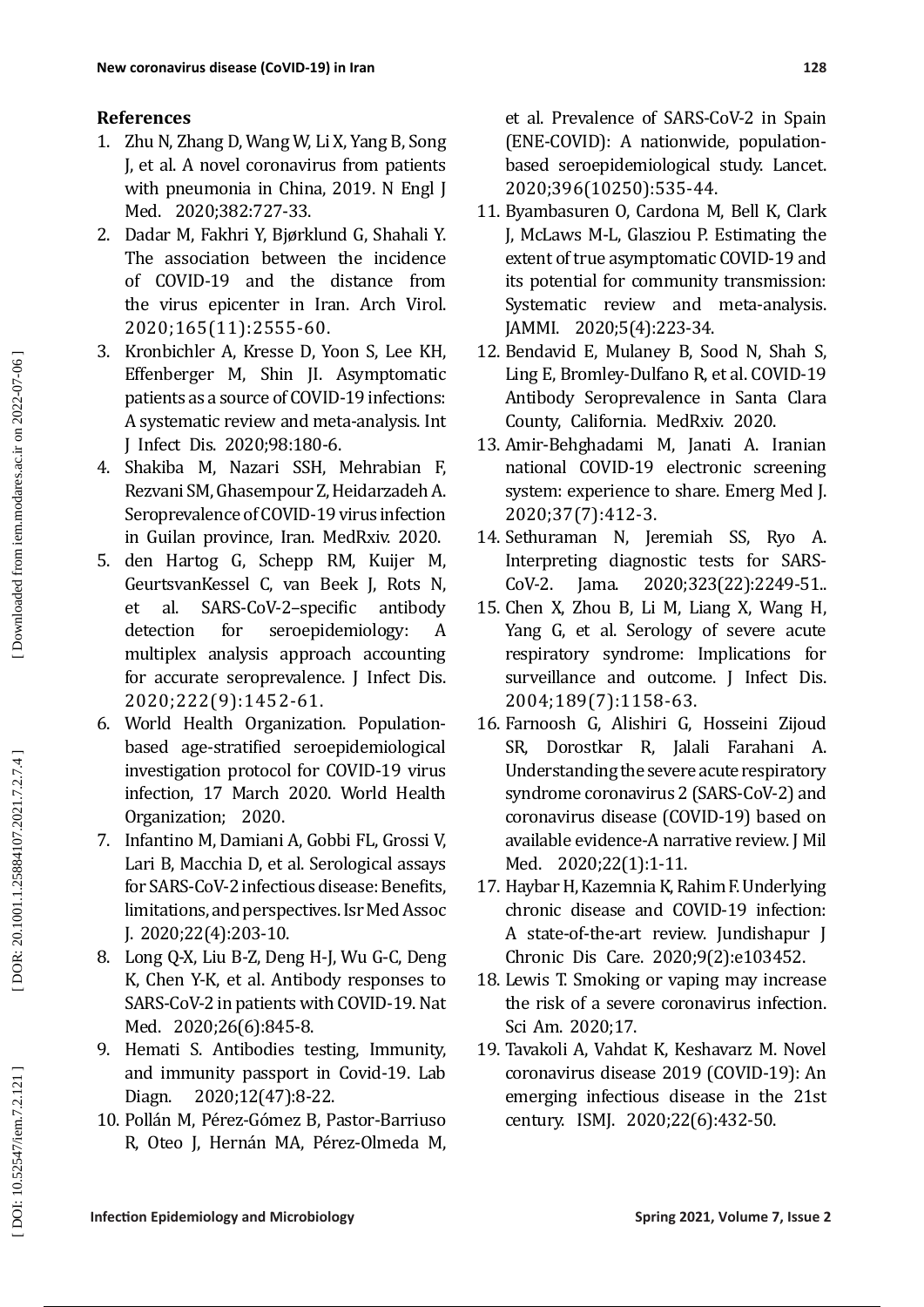## References

1. Zhu N, Zhang D, Wang W, Li X, Yang B, Song J, et al. A novel coronavirus from patients with pneumonia in China, 2019. N Engl J Med. 2020;382:727-33.
2. Dadar M, Fakhri Y, Bjørklund G, Shahali Y. The association between the incidence of COVID-19 and the distance from the virus epicenter in Iran. Arch Virol. 2020;165(11):2555-60.
3. Kronbichler A, Kresse D, Yoon S, Lee KH, Effenberger M, Shin JI. Asymptomatic patients as a source of COVID-19 infections: A systematic review and meta-analysis. Int J Infect Dis. 2020;98:180-6.
4. Shakiba M, Nazari SSH, Mehrabian F, Rezvani SM, Ghasempour Z, Heidarzadeh A. Seroprevalence of COVID-19 virus infection in Guilan province, Iran. MedRxiv. 2020.
5. den Hartog G, Schepp RM, Kuijer M, GeurtsvanKessel C, van Beek J, Rots N, et al. SARS-CoV-2–specific antibody detection for seroepidemiology: A multiplex analysis approach accounting for accurate seroprevalence. J Infect Dis. 2020;222(9):1452-61.
6. World Health Organization. Population-based age-stratified seroepidemiological investigation protocol for COVID-19 virus infection, 17 March 2020. World Health Organization; 2020.
7. Infantino M, Damiani A, Gobbi FL, Grossi V, Lari B, Macchia D, et al. Serological assays for SARS-CoV-2 infectious disease: Benefits, limitations, and perspectives. Isr Med Assoc J. 2020;22(4):203-10.
8. Long Q-X, Liu B-Z, Deng H-J, Wu G-C, Deng K, Chen Y-K, et al. Antibody responses to SARS-CoV-2 in patients with COVID-19. Nat Med. 2020;26(6):845-8.
9. Hemati S. Antibodies testing, Immunity, and immunity passport in Covid-19. Lab Diagn. 2020;12(47):8-22.
10. Pollán M, Pérez-Gómez B, Pastor-Barriuso R, Oteo J, Hernán MA, Pérez-Olmeda M, et al. Prevalence of SARS-CoV-2 in Spain (ENE-COVID): A nationwide, population-based seroepidemiological study. Lancet. 2020;396(10250):535-44.
11. Byambasuren O, Cardona M, Bell K, Clark J, McLaws M-L, Glasziou P. Estimating the extent of true asymptomatic COVID-19 and its potential for community transmission: Systematic review and meta-analysis. JAMMI. 2020;5(4):223-34.
12. Bendavid E, Mulaney B, Sood N, Shah S, Ling E, Bromley-Dulfano R, et al. COVID-19 Antibody Seroprevalence in Santa Clara County, California. MedRxiv. 2020.
13. Amir-Behghadami M, Janati A. Iranian national COVID-19 electronic screening system: experience to share. Emerg Med J. 2020;37(7):412-3.
14. Sethuraman N, Jeremiah SS, Ryo A. Interpreting diagnostic tests for SARS-CoV-2. Jama. 2020;323(22):2249-51..
15. Chen X, Zhou B, Li M, Liang X, Wang H, Yang G, et al. Serology of severe acute respiratory syndrome: Implications for surveillance and outcome. J Infect Dis. 2004;189(7):1158-63.
16. Farnoosh G, Alishiri G, Hosseini Zijoud SR, Dorostkar R, Jalali Farahani A. Understanding the severe acute respiratory syndrome coronavirus 2 (SARS-CoV-2) and coronavirus disease (COVID-19) based on available evidence-A narrative review. J Mil Med. 2020;22(1):1-11.
17. Haybar H, Kazemnia K, Rahim F. Underlying chronic disease and COVID-19 infection: A state-of-the-art review. Jundishapur J Chronic Dis Care. 2020;9(2):e103452.
18. Lewis T. Smoking or vaping may increase the risk of a severe coronavirus infection. Sci Am. 2020;17.
19. Tavakoli A, Vahdat K, Keshavarz M. Novel coronavirus disease 2019 (COVID-19): An emerging infectious disease in the 21st century. ISMJ. 2020;22(6):432-50.